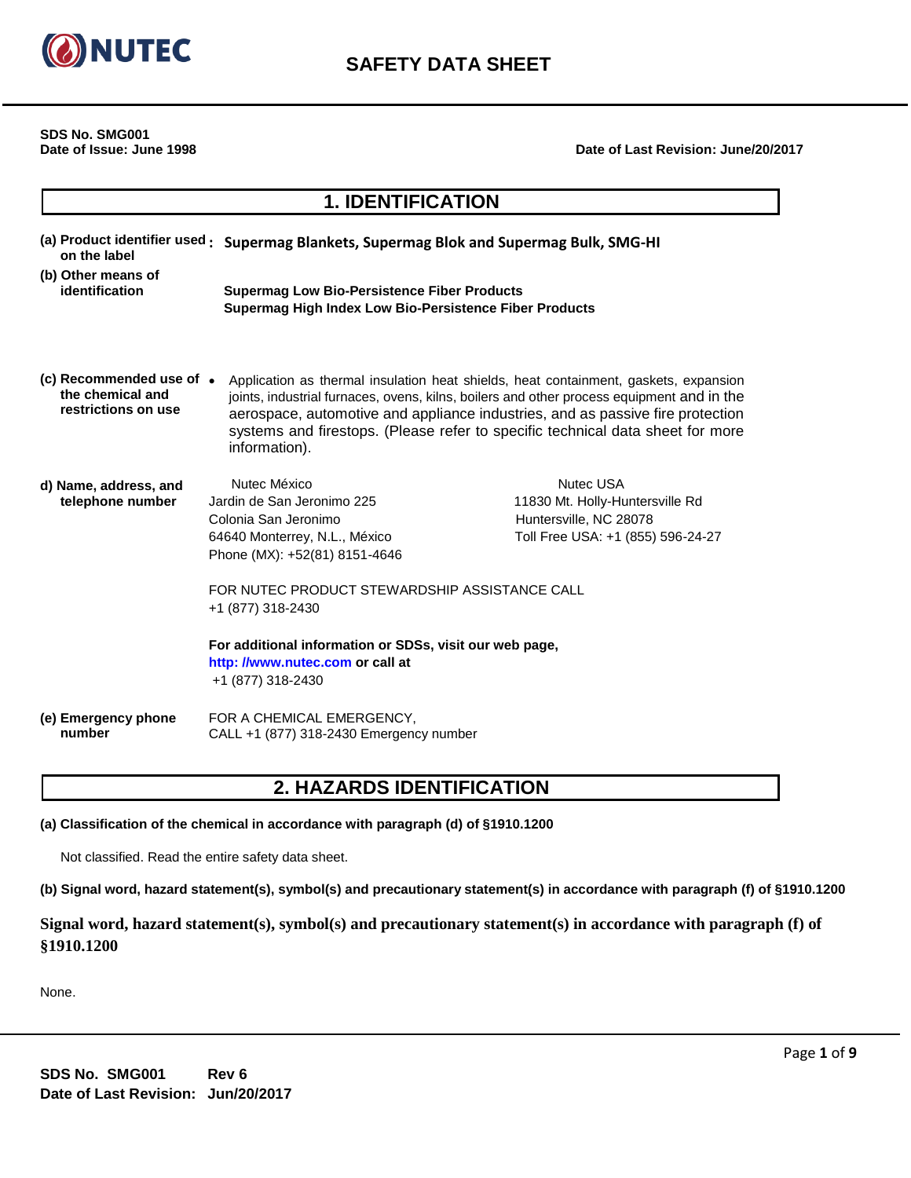# SAFETY DATA SHEET

**SDS No. SMG001**
**Date of Issue: June 1998**

**Date of Last Revision: June/20/2017**

## 1. IDENTIFICATION

**(a) Product identifier used on the label:** **Supermag Blankets, Supermag Blok and Supermag Bulk, SMG-HI**

**(b) Other means of identification**

**Supermag Low Bio-Persistence Fiber Products**
**Supermag High Index Low Bio-Persistence Fiber Products**

**(c) Recommended use of the chemical and restrictions on use**

- Application as thermal insulation heat shields, heat containment, gaskets, expansion joints, industrial furnaces, ovens, kilns, boilers and other process equipment and in the aerospace, automotive and appliance industries, and as passive fire protection systems and firestops. (Please refer to specific technical data sheet for more information).

**d) Name, address, and telephone number**

Nutec México
Jardin de San Jeronimo 225
Colonia San Jeronimo
64640 Monterrey, N.L., México
Phone (MX): +52(81) 8151-4646

Nutec USA
11830 Mt. Holly-Huntersville Rd
Huntersville, NC 28078
Toll Free USA: +1 (855) 596-24-27

FOR NUTEC PRODUCT STEWARDSHIP ASSISTANCE CALL
+1 (877) 318-2430

**For additional information or SDSs, visit our web page, http: //www.nutec.com or call at**
+1 (877) 318-2430

**(e) Emergency phone number**

FOR A CHEMICAL EMERGENCY,
CALL +1 (877) 318-2430 Emergency number

## 2. HAZARDS IDENTIFICATION

**(a) Classification of the chemical in accordance with paragraph (d) of §1910.1200**

Not classified. Read the entire safety data sheet.

**(b) Signal word, hazard statement(s), symbol(s) and precautionary statement(s) in accordance with paragraph (f) of §1910.1200**

**Signal word, hazard statement(s), symbol(s) and precautionary statement(s) in accordance with paragraph (f) of §1910.1200**

None.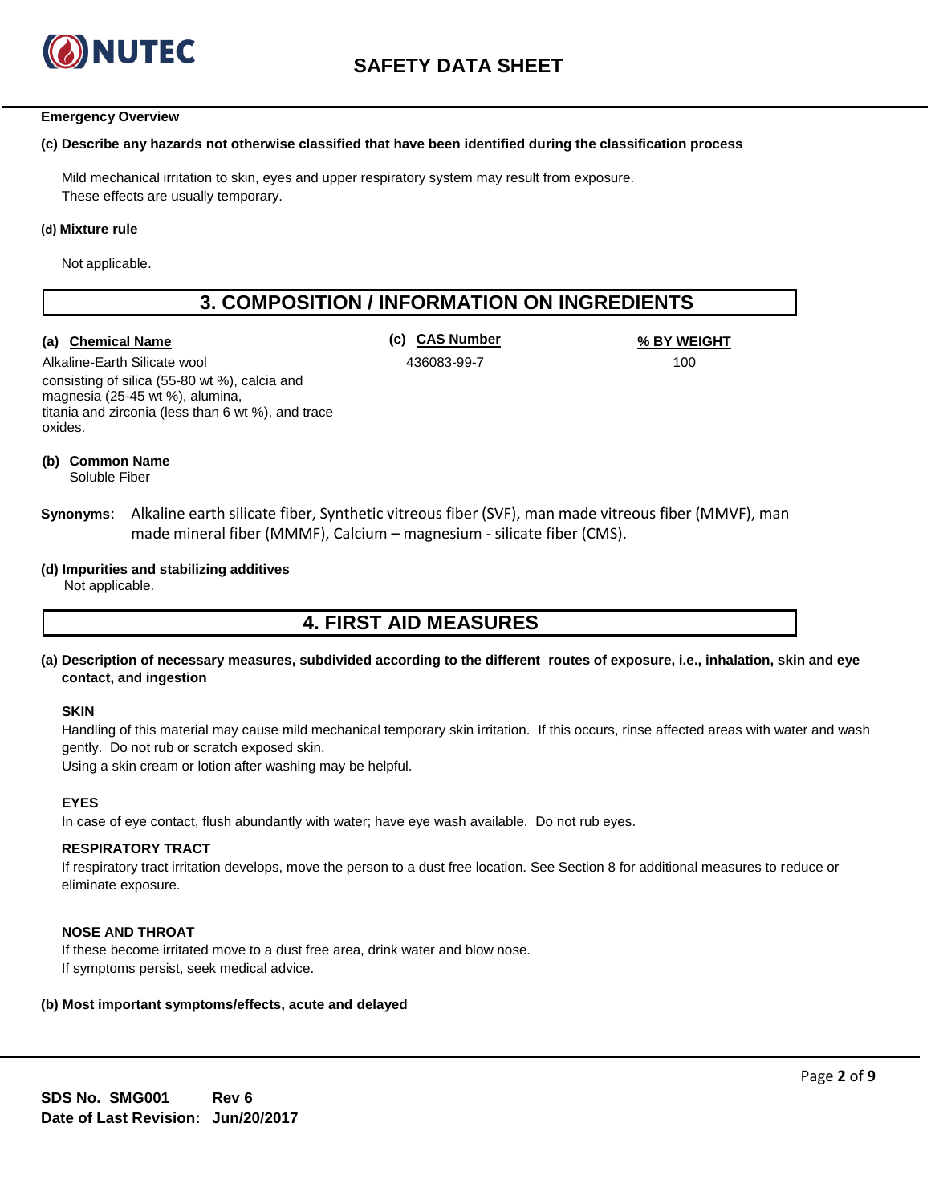**Emergency Overview**

**(c) Describe any hazards not otherwise classified that have been identified during the classification process**

Mild mechanical irritation to skin, eyes and upper respiratory system may result from exposure.
These effects are usually temporary.

**(d) Mixture rule**

Not applicable.

## 3. COMPOSITION / INFORMATION ON INGREDIENTS

| (a) Chemical Name | (c) CAS Number | % BY WEIGHT |
|---|---|---|
| Alkaline-Earth Silicate wool consisting of silica (55-80 wt %), calcia and magnesia (25-45 wt %), alumina, titania and zirconia (less than 6 wt %), and trace oxides. | 436083-99-7 | 100 |

**(b) Common Name**
Soluble Fiber

**Synonyms**: Alkaline earth silicate fiber, Synthetic vitreous fiber (SVF), man made vitreous fiber (MMVF), man made mineral fiber (MMMF), Calcium – magnesium - silicate fiber (CMS).

**(d) Impurities and stabilizing additives**
Not applicable.

## 4. FIRST AID MEASURES

**(a) Description of necessary measures, subdivided according to the different routes of exposure, i.e., inhalation, skin and eye contact, and ingestion**

**SKIN**
Handling of this material may cause mild mechanical temporary skin irritation. If this occurs, rinse affected areas with water and wash gently. Do not rub or scratch exposed skin.
Using a skin cream or lotion after washing may be helpful.

**EYES**
In case of eye contact, flush abundantly with water; have eye wash available. Do not rub eyes.

**RESPIRATORY TRACT**
If respiratory tract irritation develops, move the person to a dust free location. See Section 8 for additional measures to reduce or eliminate exposure.

**NOSE AND THROAT**
If these become irritated move to a dust free area, drink water and blow nose.
If symptoms persist, seek medical advice.

**(b) Most important symptoms/effects, acute and delayed**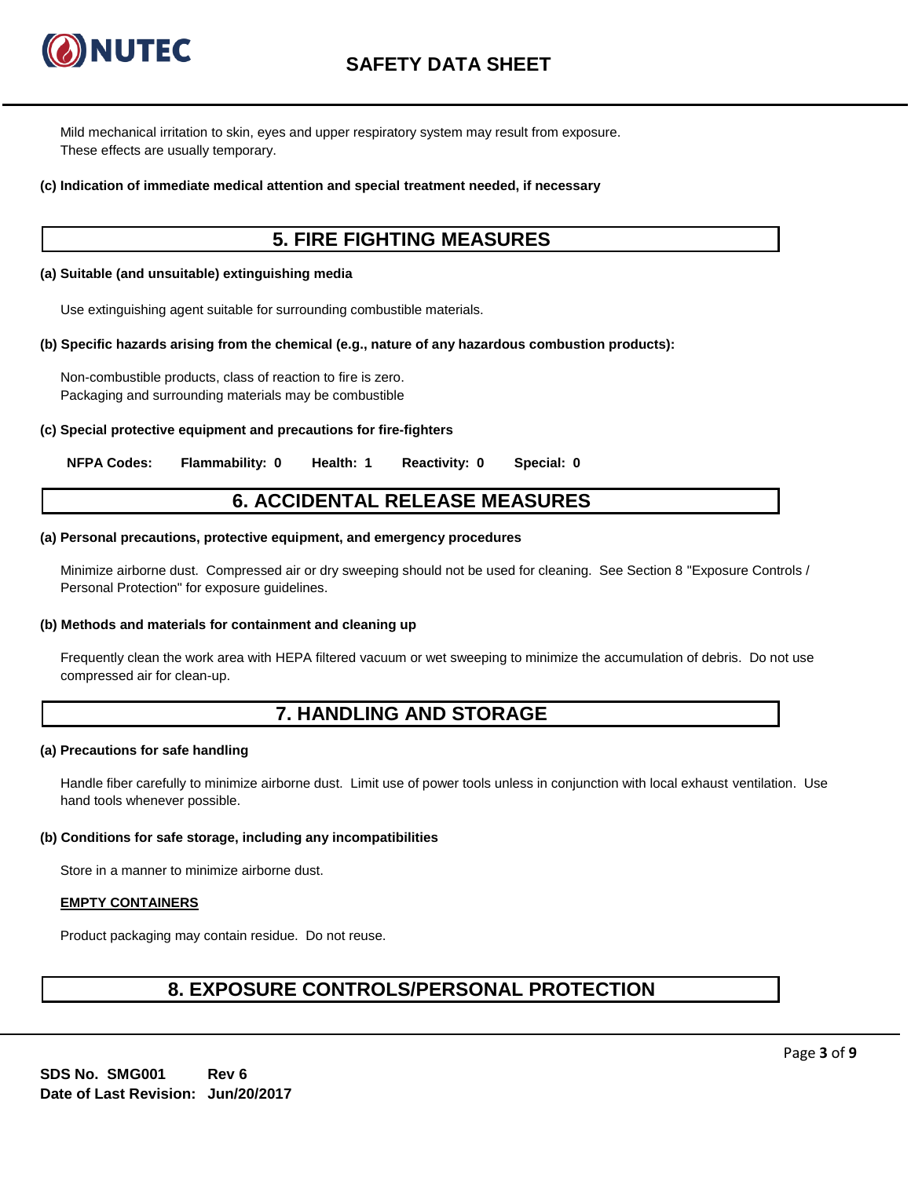Mild mechanical irritation to skin, eyes and upper respiratory system may result from exposure. These effects are usually temporary.

**(c) Indication of immediate medical attention and special treatment needed, if necessary**

## 5. FIRE FIGHTING MEASURES

**(a) Suitable (and unsuitable) extinguishing media**

Use extinguishing agent suitable for surrounding combustible materials.

**(b) Specific hazards arising from the chemical (e.g., nature of any hazardous combustion products):**

Non-combustible products, class of reaction to fire is zero.
Packaging and surrounding materials may be combustible

**(c) Special protective equipment and precautions for fire-fighters**

**NFPA Codes:** **Flammability: 0** **Health: 1** **Reactivity: 0** **Special: 0**

## 6. ACCIDENTAL RELEASE MEASURES

**(a) Personal precautions, protective equipment, and emergency procedures**

Minimize airborne dust. Compressed air or dry sweeping should not be used for cleaning. See Section 8 "Exposure Controls / Personal Protection" for exposure guidelines.

**(b) Methods and materials for containment and cleaning up**

Frequently clean the work area with HEPA filtered vacuum or wet sweeping to minimize the accumulation of debris. Do not use compressed air for clean-up.

## 7. HANDLING AND STORAGE

**(a) Precautions for safe handling**

Handle fiber carefully to minimize airborne dust. Limit use of power tools unless in conjunction with local exhaust ventilation. Use hand tools whenever possible.

**(b) Conditions for safe storage, including any incompatibilities**

Store in a manner to minimize airborne dust.

**EMPTY CONTAINERS**

Product packaging may contain residue. Do not reuse.

## 8. EXPOSURE CONTROLS/PERSONAL PROTECTION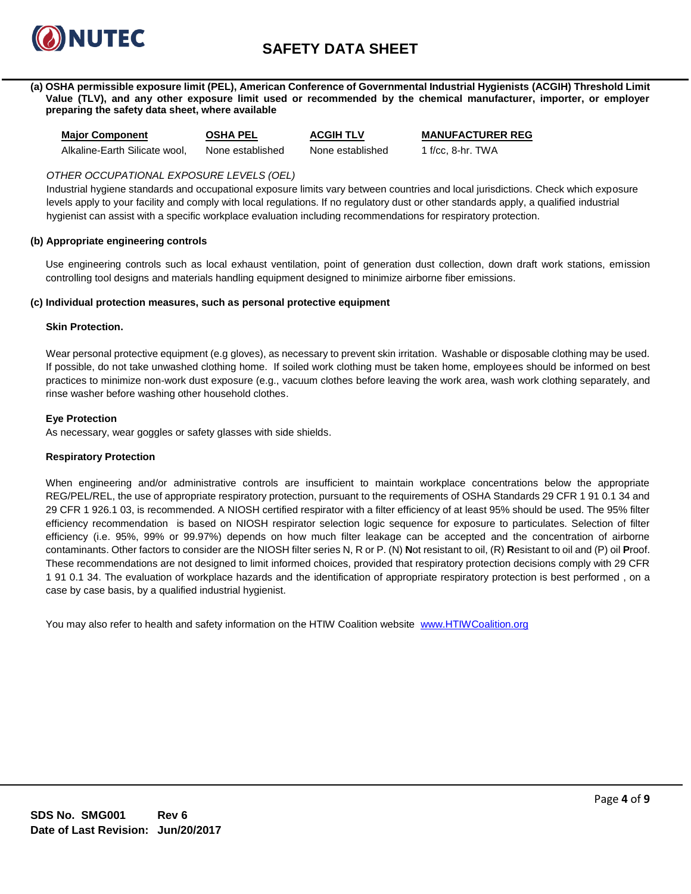**(a) OSHA permissible exposure limit (PEL), American Conference of Governmental Industrial Hygienists (ACGIH) Threshold Limit Value (TLV), and any other exposure limit used or recommended by the chemical manufacturer, importer, or employer preparing the safety data sheet, where available**

| Major Component | OSHA PEL | ACGIH TLV | MANUFACTURER REG |
|---|---|---|---|
| Alkaline-Earth Silicate wool, | None established | None established | 1 f/cc, 8-hr. TWA |

*OTHER OCCUPATIONAL EXPOSURE LEVELS (OEL)*

Industrial hygiene standards and occupational exposure limits vary between countries and local jurisdictions. Check which exposure levels apply to your facility and comply with local regulations. If no regulatory dust or other standards apply, a qualified industrial hygienist can assist with a specific workplace evaluation including recommendations for respiratory protection.

**(b) Appropriate engineering controls**

Use engineering controls such as local exhaust ventilation, point of generation dust collection, down draft work stations, emission controlling tool designs and materials handling equipment designed to minimize airborne fiber emissions.

**(c) Individual protection measures, such as personal protective equipment**

**Skin Protection.**

Wear personal protective equipment (e.g gloves), as necessary to prevent skin irritation. Washable or disposable clothing may be used. If possible, do not take unwashed clothing home. If soiled work clothing must be taken home, employees should be informed on best practices to minimize non-work dust exposure (e.g., vacuum clothes before leaving the work area, wash work clothing separately, and rinse washer before washing other household clothes.

**Eye Protection**

As necessary, wear goggles or safety glasses with side shields.

**Respiratory Protection**

When engineering and/or administrative controls are insufficient to maintain workplace concentrations below the appropriate REG/PEL/REL, the use of appropriate respiratory protection, pursuant to the requirements of OSHA Standards 29 CFR 1 91 0.1 34 and 29 CFR 1 926.1 03, is recommended. A NIOSH certified respirator with a filter efficiency of at least 95% should be used. The 95% filter efficiency recommendation is based on NIOSH respirator selection logic sequence for exposure to particulates. Selection of filter efficiency (i.e. 95%, 99% or 99.97%) depends on how much filter leakage can be accepted and the concentration of airborne contaminants. Other factors to consider are the NIOSH filter series N, R or P. (N) **N**ot resistant to oil, (R) **R**esistant to oil and (P) oil **P**roof. These recommendations are not designed to limit informed choices, provided that respiratory protection decisions comply with 29 CFR 1 91 0.1 34. The evaluation of workplace hazards and the identification of appropriate respiratory protection is best performed , on a case by case basis, by a qualified industrial hygienist.

You may also refer to health and safety information on the HTIW Coalition website www.HTIWCoalition.org

**SDS No. SMG001 Rev 6**
**Date of Last Revision: Jun/20/2017**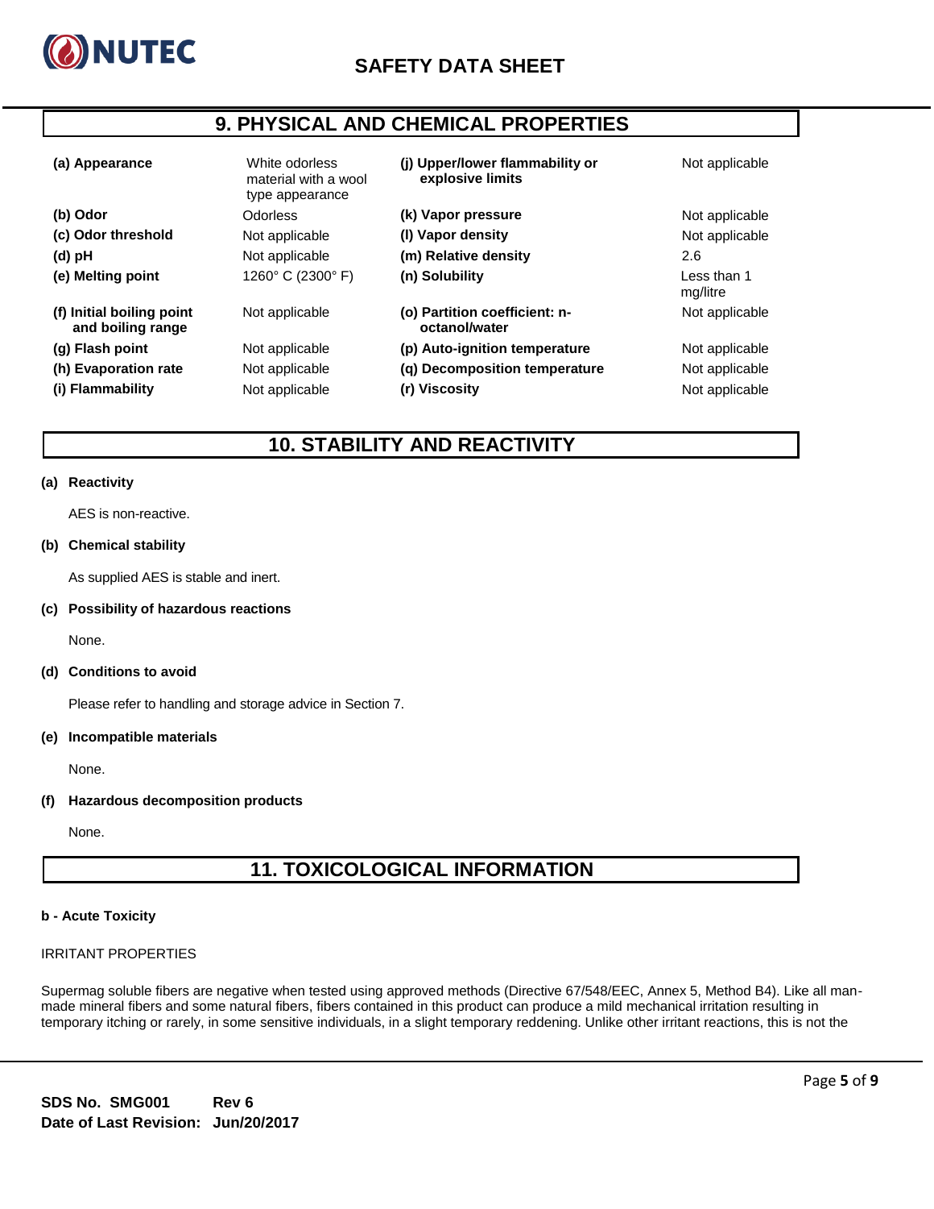## 9. PHYSICAL AND CHEMICAL PROPERTIES

| Property | Value | Property | Value |
|---|---|---|---|
| **(a) Appearance** | White odorless material with a wool type appearance | **(j) Upper/lower flammability or explosive limits** | Not applicable |
| **(b) Odor** | Odorless | **(k) Vapor pressure** | Not applicable |
| **(c) Odor threshold** | Not applicable | **(l) Vapor density** | Not applicable |
| **(d) pH** | Not applicable | **(m) Relative density** | 2.6 |
| **(e) Melting point** | 1260° C (2300° F) | **(n) Solubility** | Less than 1 mg/litre |
| **(f) Initial boiling point and boiling range** | Not applicable | **(o) Partition coefficient: n-octanol/water** | Not applicable |
| **(g) Flash point** | Not applicable | **(p) Auto-ignition temperature** | Not applicable |
| **(h) Evaporation rate** | Not applicable | **(q) Decomposition temperature** | Not applicable |
| **(i) Flammability** | Not applicable | **(r) Viscosity** | Not applicable |

## 10. STABILITY AND REACTIVITY

**(a) Reactivity**

AES is non-reactive.

**(b) Chemical stability**

As supplied AES is stable and inert.

**(c) Possibility of hazardous reactions**

None.

**(d) Conditions to avoid**

Please refer to handling and storage advice in Section 7.

**(e) Incompatible materials**

None.

**(f) Hazardous decomposition products**

None.

## 11. TOXICOLOGICAL INFORMATION

**b - Acute Toxicity**

IRRITANT PROPERTIES

Supermag soluble fibers are negative when tested using approved methods (Directive 67/548/EEC, Annex 5, Method B4). Like all man-made mineral fibers and some natural fibers, fibers contained in this product can produce a mild mechanical irritation resulting in temporary itching or rarely, in some sensitive individuals, in a slight temporary reddening. Unlike other irritant reactions, this is not the

**SDS No. SMG001** **Rev 6**
**Date of Last Revision: Jun/20/2017**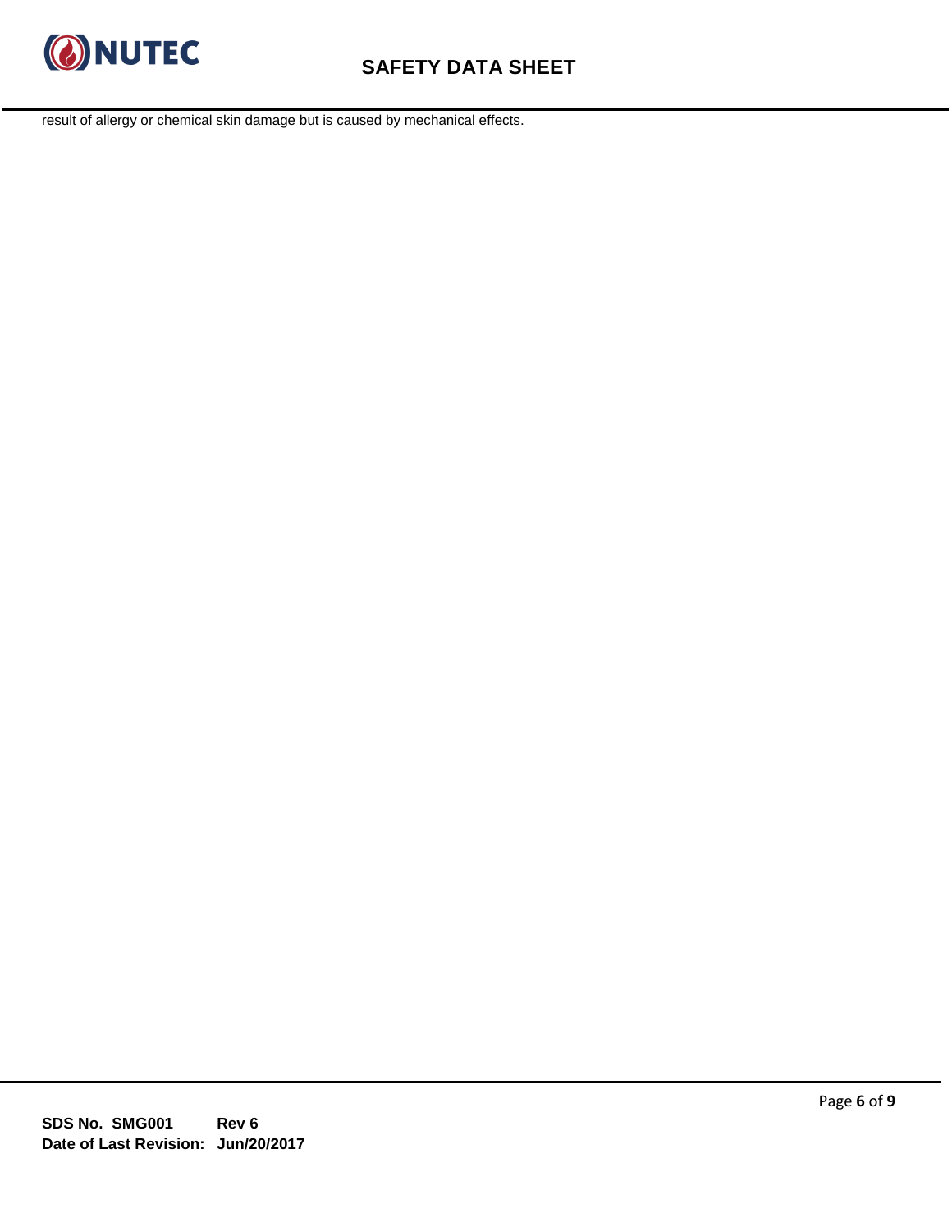result of allergy or chemical skin damage but is caused by mechanical effects.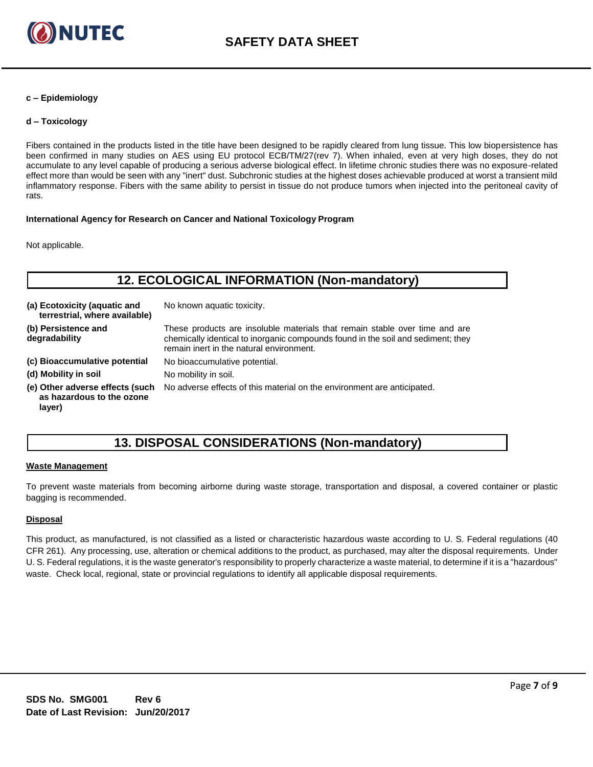**c – Epidemiology**

**d – Toxicology**

Fibers contained in the products listed in the title have been designed to be rapidly cleared from lung tissue. This low biopersistence has been confirmed in many studies on AES using EU protocol ECB/TM/27(rev 7). When inhaled, even at very high doses, they do not accumulate to any level capable of producing a serious adverse biological effect. In lifetime chronic studies there was no exposure-related effect more than would be seen with any "inert" dust. Subchronic studies at the highest doses achievable produced at worst a transient mild inflammatory response. Fibers with the same ability to persist in tissue do not produce tumors when injected into the peritoneal cavity of rats.

**International Agency for Research on Cancer and National Toxicology Program**

Not applicable.

## 12. ECOLOGICAL INFORMATION (Non-mandatory)

| | |
|---|---|
| **(a) Ecotoxicity (aquatic and terrestrial, where available)** | No known aquatic toxicity. |
| **(b) Persistence and degradability** | These products are insoluble materials that remain stable over time and are chemically identical to inorganic compounds found in the soil and sediment; they remain inert in the natural environment. |
| **(c) Bioaccumulative potential** | No bioaccumulative potential. |
| **(d) Mobility in soil** | No mobility in soil. |
| **(e) Other adverse effects (such as hazardous to the ozone layer)** | No adverse effects of this material on the environment are anticipated. |

## 13. DISPOSAL CONSIDERATIONS (Non-mandatory)

**Waste Management**

To prevent waste materials from becoming airborne during waste storage, transportation and disposal, a covered container or plastic bagging is recommended.

**Disposal**

This product, as manufactured, is not classified as a listed or characteristic hazardous waste according to U. S. Federal regulations (40 CFR 261). Any processing, use, alteration or chemical additions to the product, as purchased, may alter the disposal requirements. Under U. S. Federal regulations, it is the waste generator's responsibility to properly characterize a waste material, to determine if it is a "hazardous" waste. Check local, regional, state or provincial regulations to identify all applicable disposal requirements.

**SDS No. SMG001 Rev 6**
**Date of Last Revision: Jun/20/2017**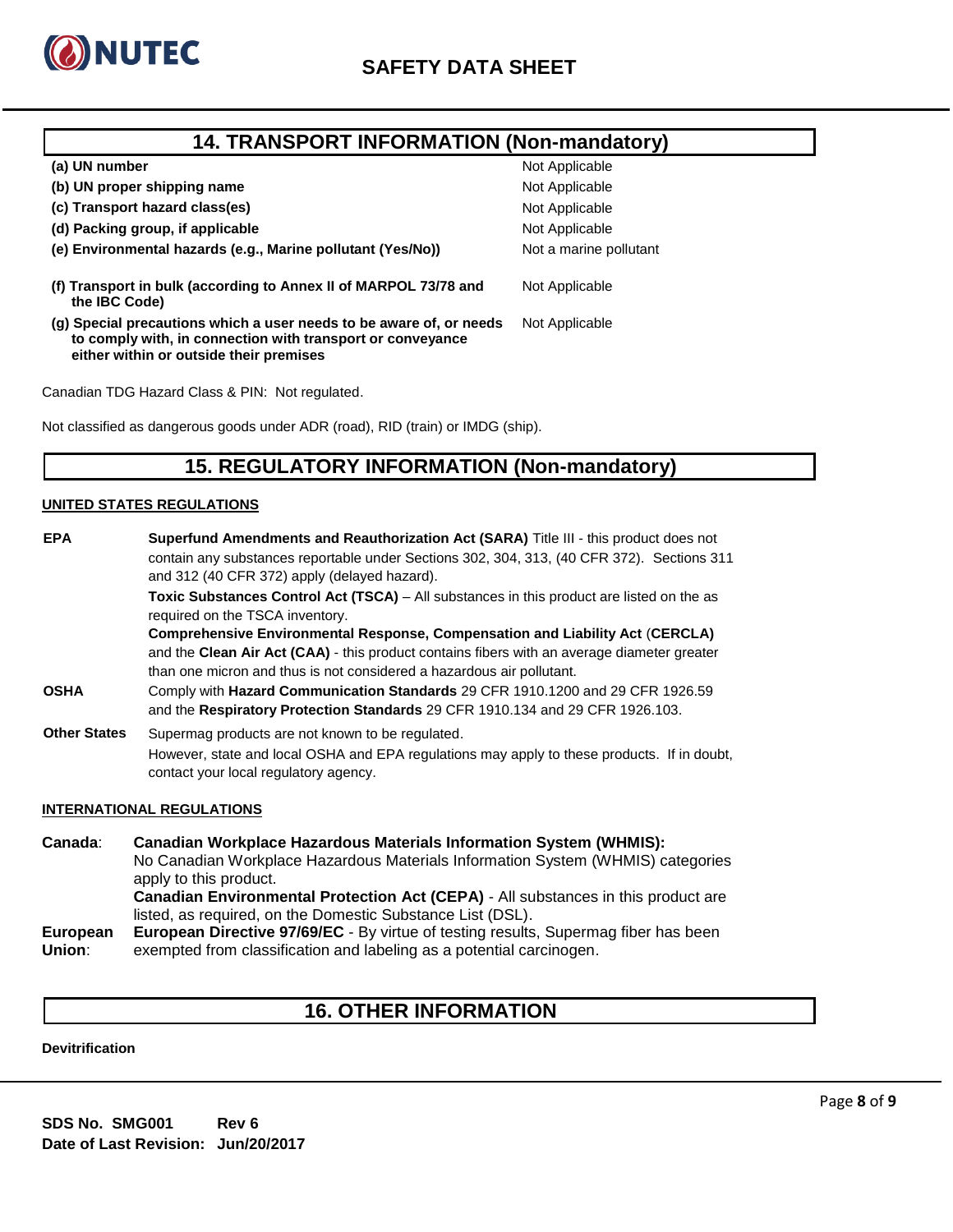## 14. TRANSPORT INFORMATION (Non-mandatory)

| | |
|---|---|
| **(a) UN number** | Not Applicable |
| **(b) UN proper shipping name** | Not Applicable |
| **(c) Transport hazard class(es)** | Not Applicable |
| **(d) Packing group, if applicable** | Not Applicable |
| **(e) Environmental hazards (e.g., Marine pollutant (Yes/No))** | Not a marine pollutant |
| **(f) Transport in bulk (according to Annex II of MARPOL 73/78 and the IBC Code)** | Not Applicable |
| **(g) Special precautions which a user needs to be aware of, or needs to comply with, in connection with transport or conveyance either within or outside their premises** | Not Applicable |

Canadian TDG Hazard Class & PIN: Not regulated.

Not classified as dangerous goods under ADR (road), RID (train) or IMDG (ship).

## 15. REGULATORY INFORMATION (Non-mandatory)

**UNITED STATES REGULATIONS**

**EPA**

**Superfund Amendments and Reauthorization Act (SARA)** Title III - this product does not contain any substances reportable under Sections 302, 304, 313, (40 CFR 372). Sections 311 and 312 (40 CFR 372) apply (delayed hazard).

**Toxic Substances Control Act (TSCA)** – All substances in this product are listed on the as required on the TSCA inventory.

**Comprehensive Environmental Response, Compensation and Liability Act** (**CERCLA)** and the **Clean Air Act (CAA)** - this product contains fibers with an average diameter greater than one micron and thus is not considered a hazardous air pollutant.

**OSHA**

Comply with **Hazard Communication Standards** 29 CFR 1910.1200 and 29 CFR 1926.59 and the **Respiratory Protection Standards** 29 CFR 1910.134 and 29 CFR 1926.103.

**Other States**

Supermag products are not known to be regulated.

However, state and local OSHA and EPA regulations may apply to these products. If in doubt, contact your local regulatory agency.

**INTERNATIONAL REGULATIONS**

**Canada**:

**Canadian Workplace Hazardous Materials Information System (WHMIS):** No Canadian Workplace Hazardous Materials Information System (WHMIS) categories apply to this product.

**Canadian Environmental Protection Act (CEPA)** - All substances in this product are listed, as required, on the Domestic Substance List (DSL).

**European Union**:

**European Directive 97/69/EC** - By virtue of testing results, Supermag fiber has been exempted from classification and labeling as a potential carcinogen.

## 16. OTHER INFORMATION

**Devitrification**

**SDS No. SMG001 Rev 6**
**Date of Last Revision: Jun/20/2017**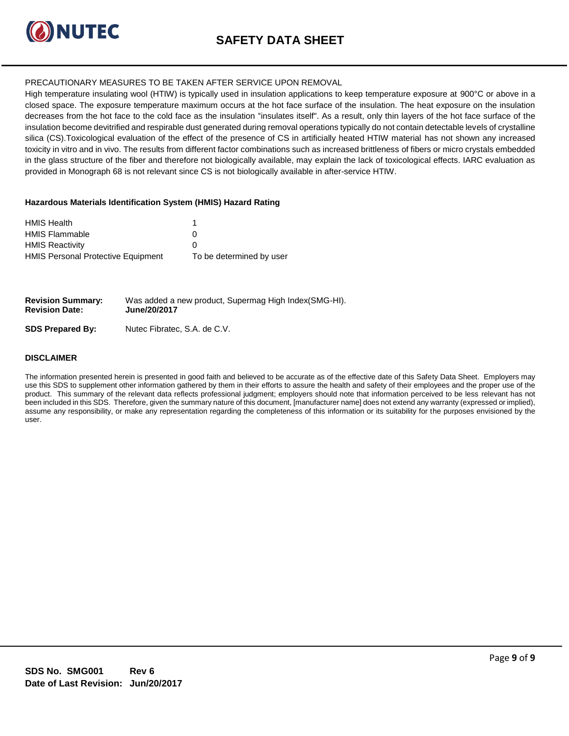PRECAUTIONARY MEASURES TO BE TAKEN AFTER SERVICE UPON REMOVAL

High temperature insulating wool (HTIW) is typically used in insulation applications to keep temperature exposure at 900°C or above in a closed space. The exposure temperature maximum occurs at the hot face surface of the insulation. The heat exposure on the insulation decreases from the hot face to the cold face as the insulation "insulates itself". As a result, only thin layers of the hot face surface of the insulation become devitrified and respirable dust generated during removal operations typically do not contain detectable levels of crystalline silica (CS).Toxicological evaluation of the effect of the presence of CS in artificially heated HTIW material has not shown any increased toxicity in vitro and in vivo. The results from different factor combinations such as increased brittleness of fibers or micro crystals embedded in the glass structure of the fiber and therefore not biologically available, may explain the lack of toxicological effects. IARC evaluation as provided in Monograph 68 is not relevant since CS is not biologically available in after-service HTIW.

**Hazardous Materials Identification System (HMIS) Hazard Rating**

| | |
|---|---|
| HMIS Health | 1 |
| HMIS Flammable | 0 |
| HMIS Reactivity | 0 |
| HMIS Personal Protective Equipment | To be determined by user |

**Revision Summary:** Was added a new product, Supermag High Index(SMG-HI).
**Revision Date:** **June/20/2017**

**SDS Prepared By:** Nutec Fibratec, S.A. de C.V.

**DISCLAIMER**

The information presented herein is presented in good faith and believed to be accurate as of the effective date of this Safety Data Sheet. Employers may use this SDS to supplement other information gathered by them in their efforts to assure the health and safety of their employees and the proper use of the product. This summary of the relevant data reflects professional judgment; employers should note that information perceived to be less relevant has not been included in this SDS. Therefore, given the summary nature of this document, [manufacturer name] does not extend any warranty (expressed or implied), assume any responsibility, or make any representation regarding the completeness of this information or its suitability for the purposes envisioned by the user.